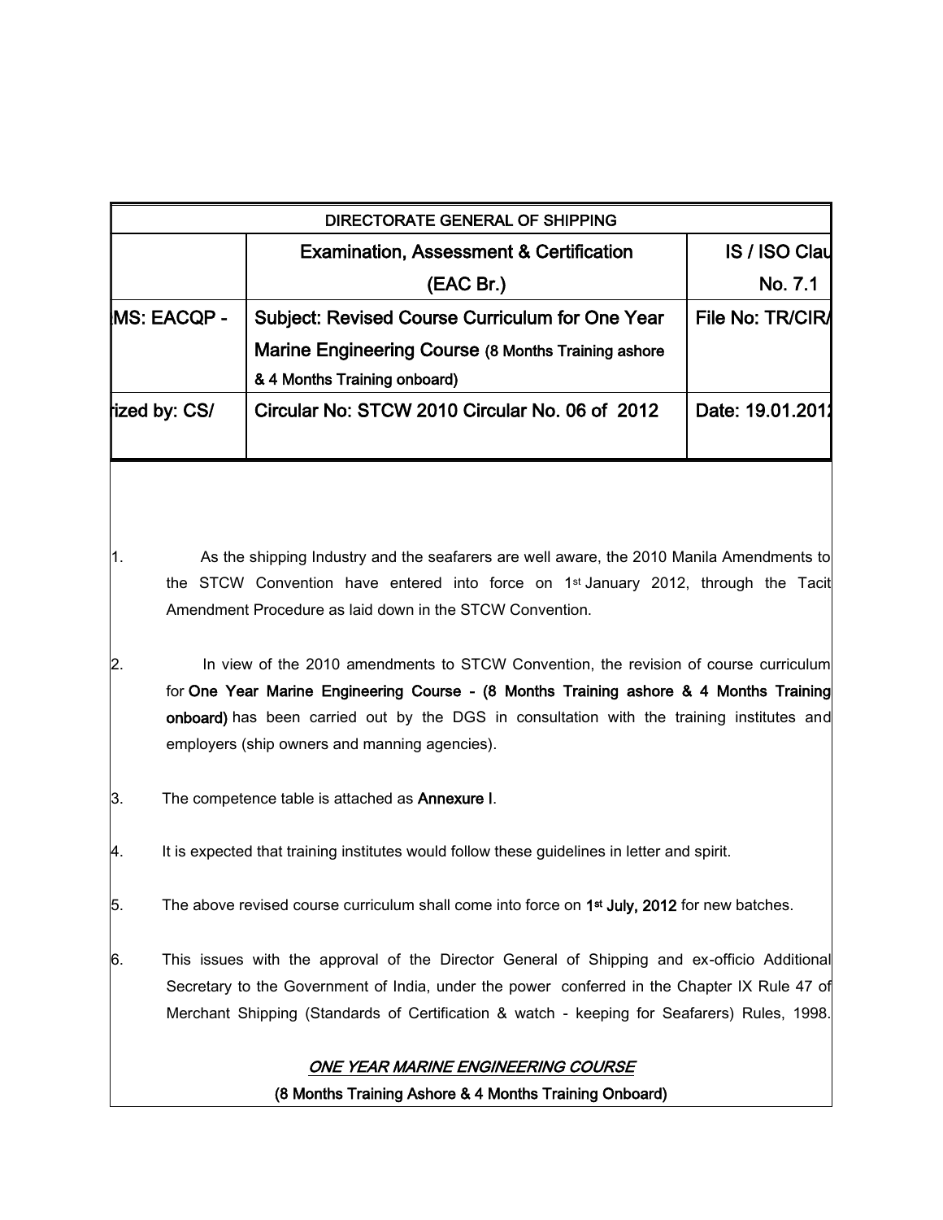| DIRECTORATE GENERAL OF SHIPPING | | |
|---|---|---|
| | Examination, Assessment & Certification (EAC Br.) | IS / ISO Clau No. 7.1 |
| MS: EACQP - | Subject: Revised Course Curriculum for One Year Marine Engineering Course (8 Months Training ashore & 4 Months Training onboard) | File No: TR/CIR/ |
| rized by: CS/ | Circular No: STCW 2010 Circular No. 06 of 2012 | Date: 19.01.201 |

1. As the shipping Industry and the seafarers are well aware, the 2010 Manila Amendments to the STCW Convention have entered into force on 1st January 2012, through the Tacit Amendment Procedure as laid down in the STCW Convention.

2. In view of the 2010 amendments to STCW Convention, the revision of course curriculum for **One Year Marine Engineering Course - (8 Months Training ashore & 4 Months Training onboard)** has been carried out by the DGS in consultation with the training institutes and employers (ship owners and manning agencies).

3. The competence table is attached as **Annexure I**.

4. It is expected that training institutes would follow these guidelines in letter and spirit.

5. The above revised course curriculum shall come into force on **1st July, 2012** for new batches.

6. This issues with the approval of the Director General of Shipping and ex-officio Additional Secretary to the Government of India, under the power conferred in the Chapter IX Rule 47 of Merchant Shipping (Standards of Certification & watch - keeping for Seafarers) Rules, 1998.

***ONE YEAR MARINE ENGINEERING COURSE***

**(8 Months Training Ashore & 4 Months Training Onboard)**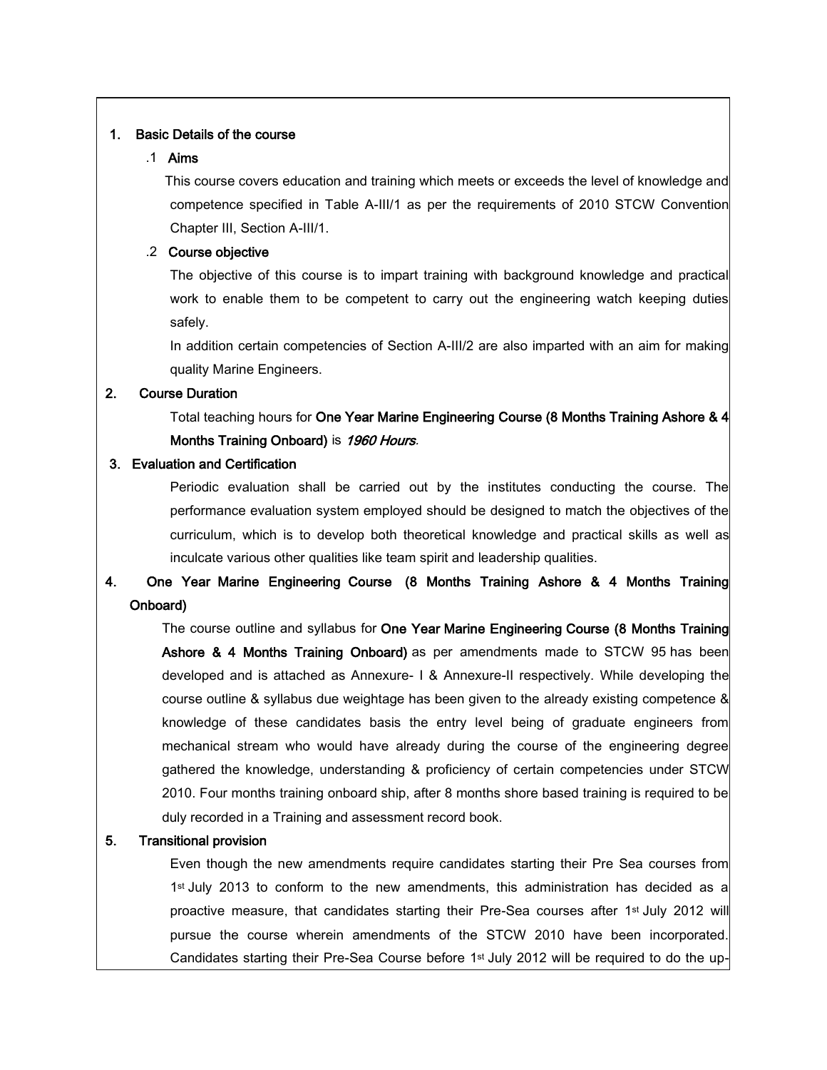## 1. Basic Details of the course

### .1 Aims

This course covers education and training which meets or exceeds the level of knowledge and competence specified in Table A-III/1 as per the requirements of 2010 STCW Convention Chapter III, Section A-III/1.

### .2 Course objective

The objective of this course is to impart training with background knowledge and practical work to enable them to be competent to carry out the engineering watch keeping duties safely.

In addition certain competencies of Section A-III/2 are also imparted with an aim for making quality Marine Engineers.

## 2. Course Duration

Total teaching hours for **One Year Marine Engineering Course (8 Months Training Ashore & 4 Months Training Onboard)** is ***1960 Hours***.

## 3. Evaluation and Certification

Periodic evaluation shall be carried out by the institutes conducting the course. The performance evaluation system employed should be designed to match the objectives of the curriculum, which is to develop both theoretical knowledge and practical skills as well as inculcate various other qualities like team spirit and leadership qualities.

## 4. One Year Marine Engineering Course (8 Months Training Ashore & 4 Months Training Onboard)

The course outline and syllabus for **One Year Marine Engineering Course (8 Months Training Ashore & 4 Months Training Onboard)** as per amendments made to STCW 95 has been developed and is attached as Annexure- I & Annexure-II respectively. While developing the course outline & syllabus due weightage has been given to the already existing competence & knowledge of these candidates basis the entry level being of graduate engineers from mechanical stream who would have already during the course of the engineering degree gathered the knowledge, understanding & proficiency of certain competencies under STCW 2010. Four months training onboard ship, after 8 months shore based training is required to be duly recorded in a Training and assessment record book.

## 5. Transitional provision

Even though the new amendments require candidates starting their Pre Sea courses from 1st July 2013 to conform to the new amendments, this administration has decided as a proactive measure, that candidates starting their Pre-Sea courses after 1st July 2012 will pursue the course wherein amendments of the STCW 2010 have been incorporated. Candidates starting their Pre-Sea Course before 1st July 2012 will be required to do the up-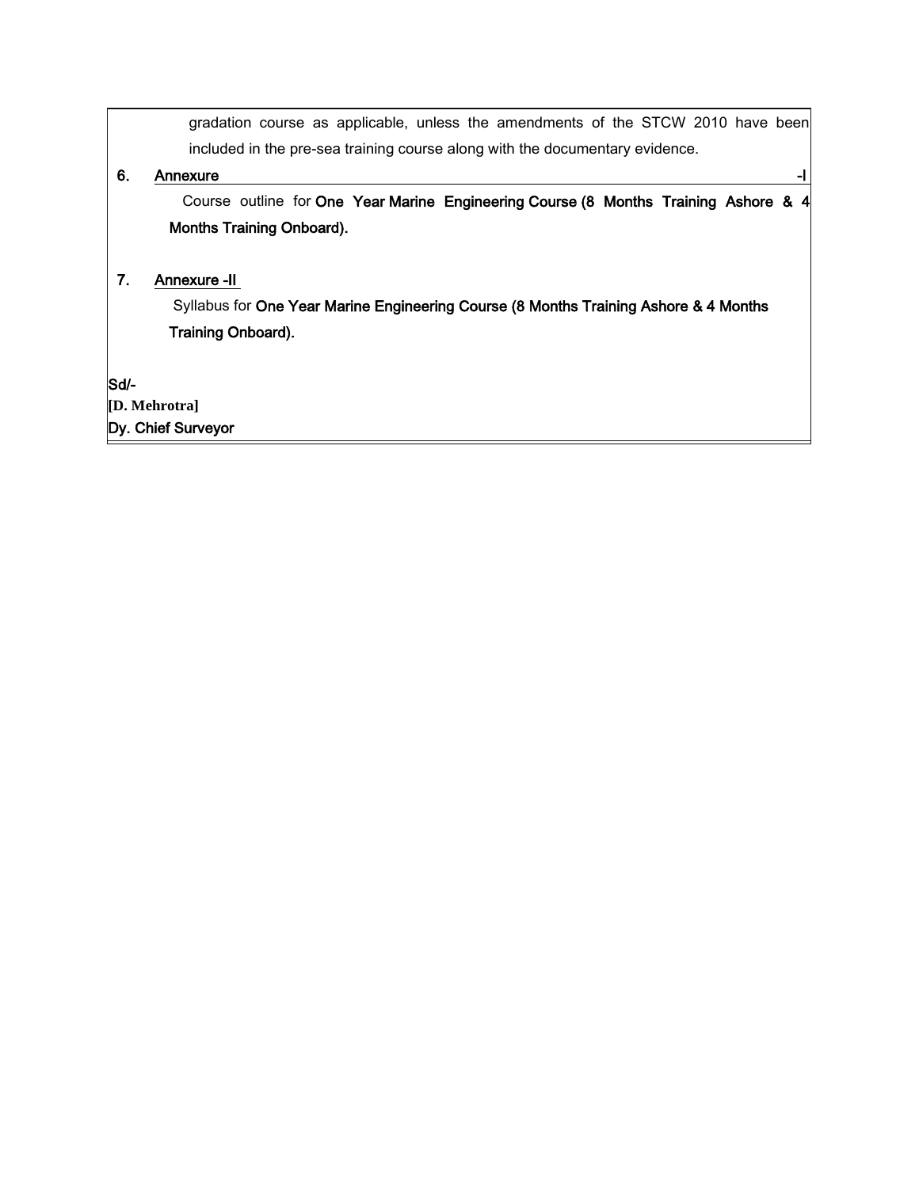gradation course as applicable, unless the amendments of the STCW 2010 have been included in the pre-sea training course along with the documentary evidence.

6. **Annexure -I**

Course outline for **One Year Marine Engineering Course (8 Months Training Ashore & 4 Months Training Onboard).**

7. **Annexure -II**

Syllabus for **One Year Marine Engineering Course (8 Months Training Ashore & 4 Months Training Onboard).**

Sd/-

**[D. Mehrotra]**

Dy. Chief Surveyor